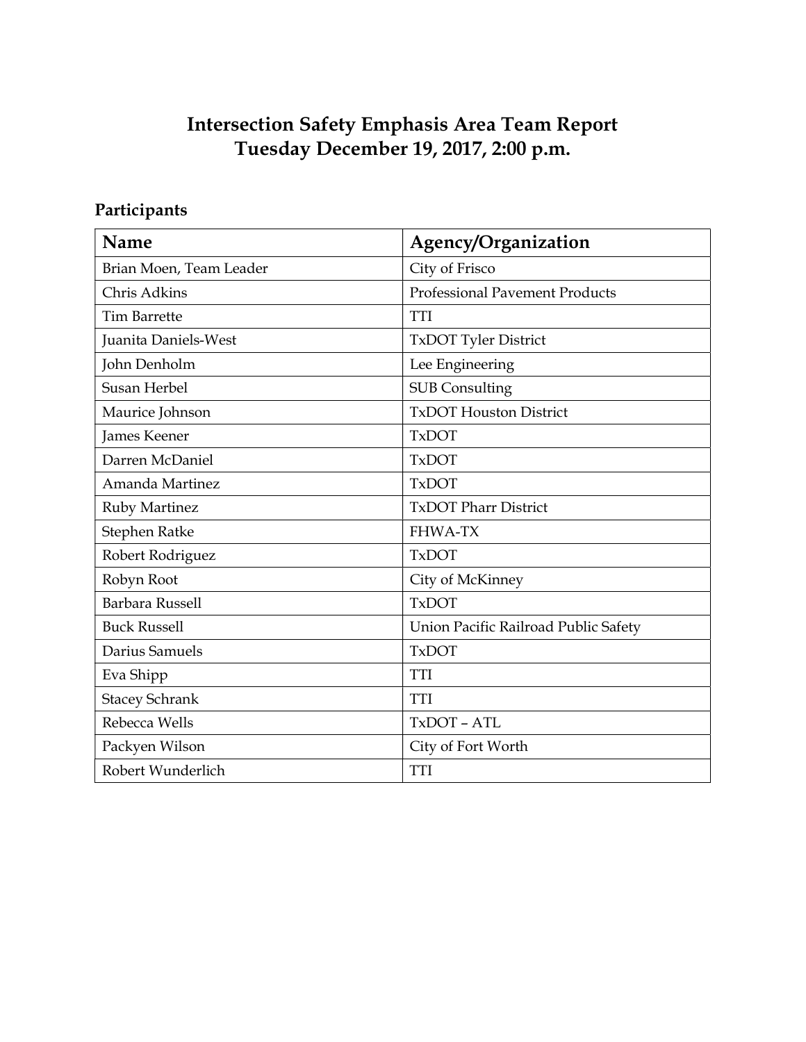# Intersection Safety Emphasis Area Team Report
# Tuesday December 19, 2017, 2:00 p.m.

## Participants

| Name | Agency/Organization |
| --- | --- |
| Brian Moen, Team Leader | City of Frisco |
| Chris Adkins | Professional Pavement Products |
| Tim Barrette | TTI |
| Juanita Daniels-West | TxDOT Tyler District |
| John Denholm | Lee Engineering |
| Susan Herbel | SUB Consulting |
| Maurice Johnson | TxDOT Houston District |
| James Keener | TxDOT |
| Darren McDaniel | TxDOT |
| Amanda Martinez | TxDOT |
| Ruby Martinez | TxDOT Pharr District |
| Stephen Ratke | FHWA-TX |
| Robert Rodriguez | TxDOT |
| Robyn Root | City of McKinney |
| Barbara Russell | TxDOT |
| Buck Russell | Union Pacific Railroad Public Safety |
| Darius Samuels | TxDOT |
| Eva Shipp | TTI |
| Stacey Schrank | TTI |
| Rebecca Wells | TxDOT – ATL |
| Packyen Wilson | City of Fort Worth |
| Robert Wunderlich | TTI |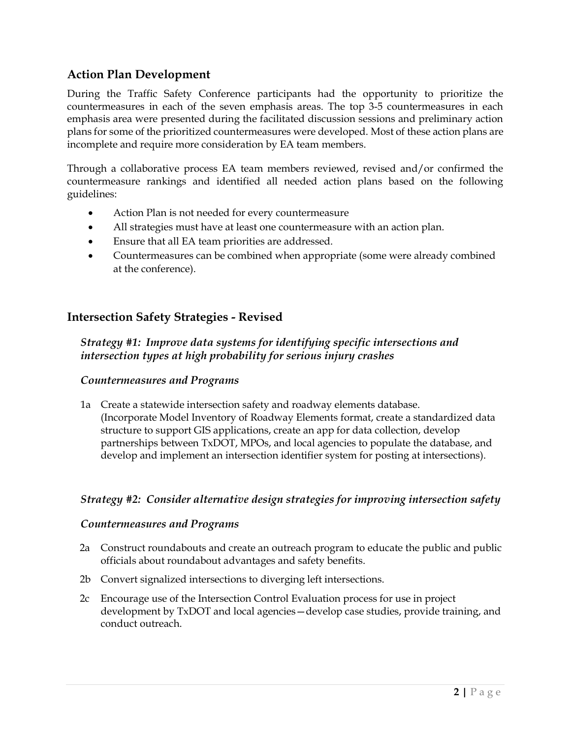## Action Plan Development

During the Traffic Safety Conference participants had the opportunity to prioritize the countermeasures in each of the seven emphasis areas. The top 3-5 countermeasures in each emphasis area were presented during the facilitated discussion sessions and preliminary action plans for some of the prioritized countermeasures were developed. Most of these action plans are incomplete and require more consideration by EA team members.

Through a collaborative process EA team members reviewed, revised and/or confirmed the countermeasure rankings and identified all needed action plans based on the following guidelines:

- Action Plan is not needed for every countermeasure
- All strategies must have at least one countermeasure with an action plan.
- Ensure that all EA team priorities are addressed.
- Countermeasures can be combined when appropriate (some were already combined at the conference).

## Intersection Safety Strategies - Revised

### *Strategy #1: Improve data systems for identifying specific intersections and intersection types at high probability for serious injury crashes*

#### *Countermeasures and Programs*

1a Create a statewide intersection safety and roadway elements database. (Incorporate Model Inventory of Roadway Elements format, create a standardized data structure to support GIS applications, create an app for data collection, develop partnerships between TxDOT, MPOs, and local agencies to populate the database, and develop and implement an intersection identifier system for posting at intersections).

### *Strategy #2: Consider alternative design strategies for improving intersection safety*

#### *Countermeasures and Programs*

2a Construct roundabouts and create an outreach program to educate the public and public officials about roundabout advantages and safety benefits.

2b Convert signalized intersections to diverging left intersections.

2c Encourage use of the Intersection Control Evaluation process for use in project development by TxDOT and local agencies—develop case studies, provide training, and conduct outreach.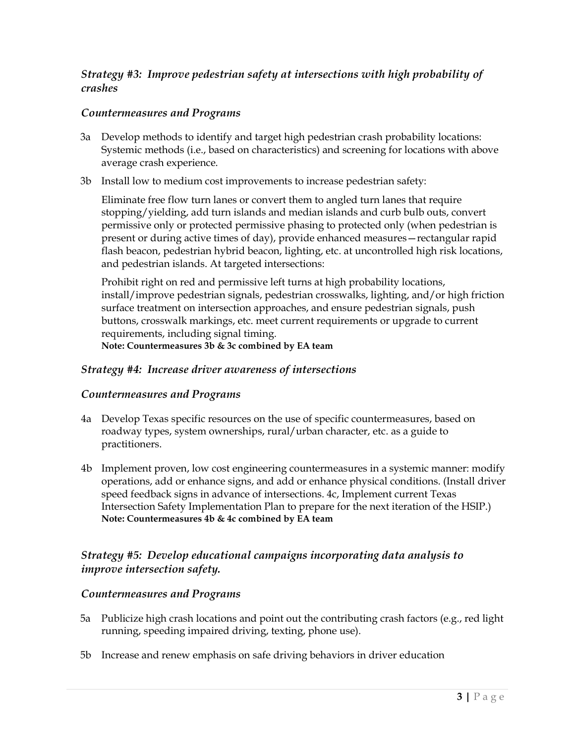### *Strategy #3: Improve pedestrian safety at intersections with high probability of crashes*

#### *Countermeasures and Programs*

3a Develop methods to identify and target high pedestrian crash probability locations: Systemic methods (i.e., based on characteristics) and screening for locations with above average crash experience.

3b Install low to medium cost improvements to increase pedestrian safety:

Eliminate free flow turn lanes or convert them to angled turn lanes that require stopping/yielding, add turn islands and median islands and curb bulb outs, convert permissive only or protected permissive phasing to protected only (when pedestrian is present or during active times of day), provide enhanced measures—rectangular rapid flash beacon, pedestrian hybrid beacon, lighting, etc. at uncontrolled high risk locations, and pedestrian islands. At targeted intersections:

Prohibit right on red and permissive left turns at high probability locations, install/improve pedestrian signals, pedestrian crosswalks, lighting, and/or high friction surface treatment on intersection approaches, and ensure pedestrian signals, push buttons, crosswalk markings, etc. meet current requirements or upgrade to current requirements, including signal timing.
**Note: Countermeasures 3b & 3c combined by EA team**

### *Strategy #4: Increase driver awareness of intersections*

#### *Countermeasures and Programs*

4a Develop Texas specific resources on the use of specific countermeasures, based on roadway types, system ownerships, rural/urban character, etc. as a guide to practitioners.

4b Implement proven, low cost engineering countermeasures in a systemic manner: modify operations, add or enhance signs, and add or enhance physical conditions. (Install driver speed feedback signs in advance of intersections. 4c, Implement current Texas Intersection Safety Implementation Plan to prepare for the next iteration of the HSIP.)
**Note: Countermeasures 4b & 4c combined by EA team**

### *Strategy #5: Develop educational campaigns incorporating data analysis to improve intersection safety.*

#### *Countermeasures and Programs*

5a Publicize high crash locations and point out the contributing crash factors (e.g., red light running, speeding impaired driving, texting, phone use).

5b Increase and renew emphasis on safe driving behaviors in driver education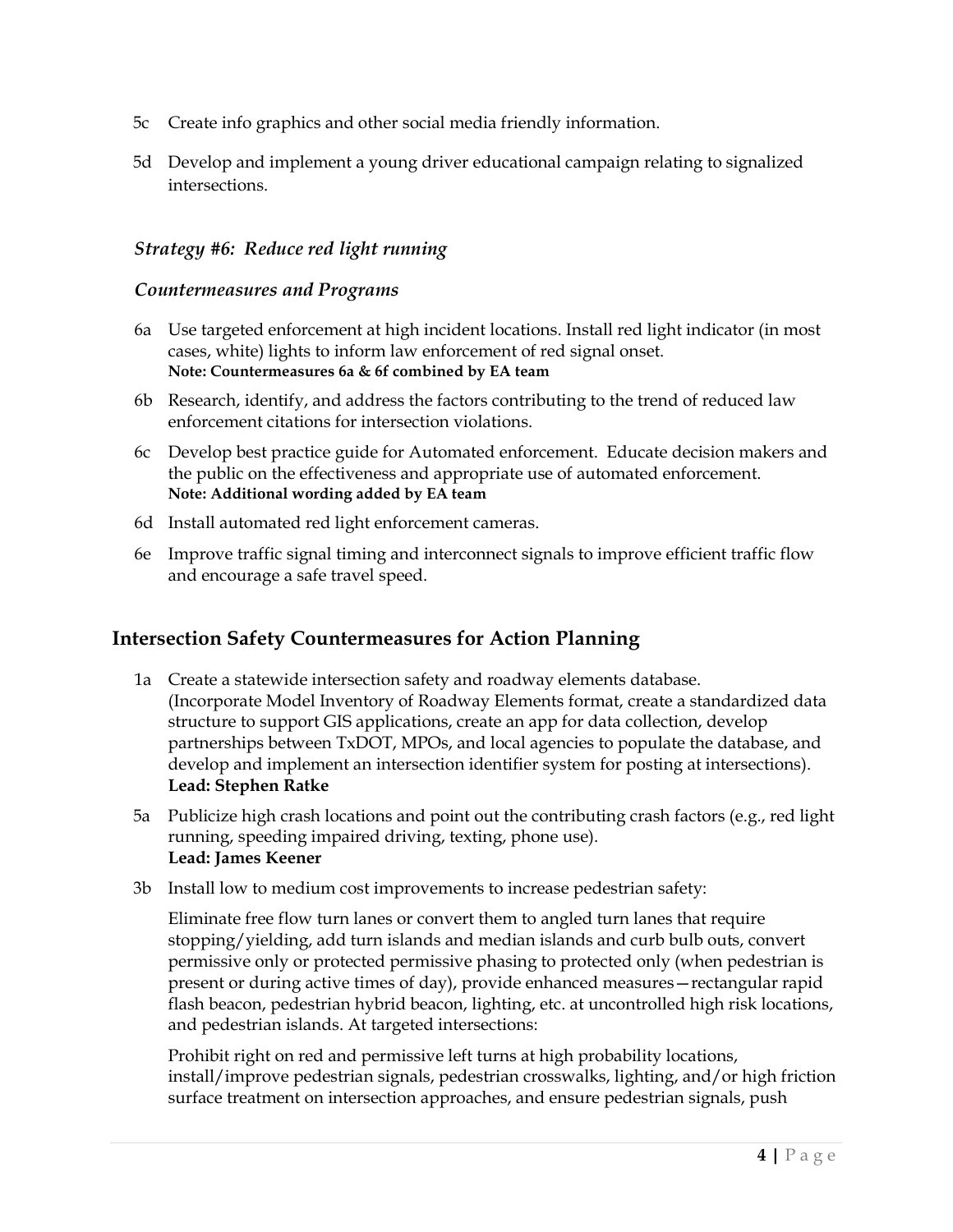5c Create info graphics and other social media friendly information.

5d Develop and implement a young driver educational campaign relating to signalized intersections.

### *Strategy #6: Reduce red light running*

#### *Countermeasures and Programs*

6a Use targeted enforcement at high incident locations. Install red light indicator (in most cases, white) lights to inform law enforcement of red signal onset.
**Note: Countermeasures 6a & 6f combined by EA team**

6b Research, identify, and address the factors contributing to the trend of reduced law enforcement citations for intersection violations.

6c Develop best practice guide for Automated enforcement. Educate decision makers and the public on the effectiveness and appropriate use of automated enforcement.
**Note: Additional wording added by EA team**

6d Install automated red light enforcement cameras.

6e Improve traffic signal timing and interconnect signals to improve efficient traffic flow and encourage a safe travel speed.

## Intersection Safety Countermeasures for Action Planning

1a Create a statewide intersection safety and roadway elements database. (Incorporate Model Inventory of Roadway Elements format, create a standardized data structure to support GIS applications, create an app for data collection, develop partnerships between TxDOT, MPOs, and local agencies to populate the database, and develop and implement an intersection identifier system for posting at intersections).
**Lead: Stephen Ratke**

5a Publicize high crash locations and point out the contributing crash factors (e.g., red light running, speeding impaired driving, texting, phone use).
**Lead: James Keener**

3b Install low to medium cost improvements to increase pedestrian safety:

Eliminate free flow turn lanes or convert them to angled turn lanes that require stopping/yielding, add turn islands and median islands and curb bulb outs, convert permissive only or protected permissive phasing to protected only (when pedestrian is present or during active times of day), provide enhanced measures—rectangular rapid flash beacon, pedestrian hybrid beacon, lighting, etc. at uncontrolled high risk locations, and pedestrian islands. At targeted intersections:

Prohibit right on red and permissive left turns at high probability locations, install/improve pedestrian signals, pedestrian crosswalks, lighting, and/or high friction surface treatment on intersection approaches, and ensure pedestrian signals, push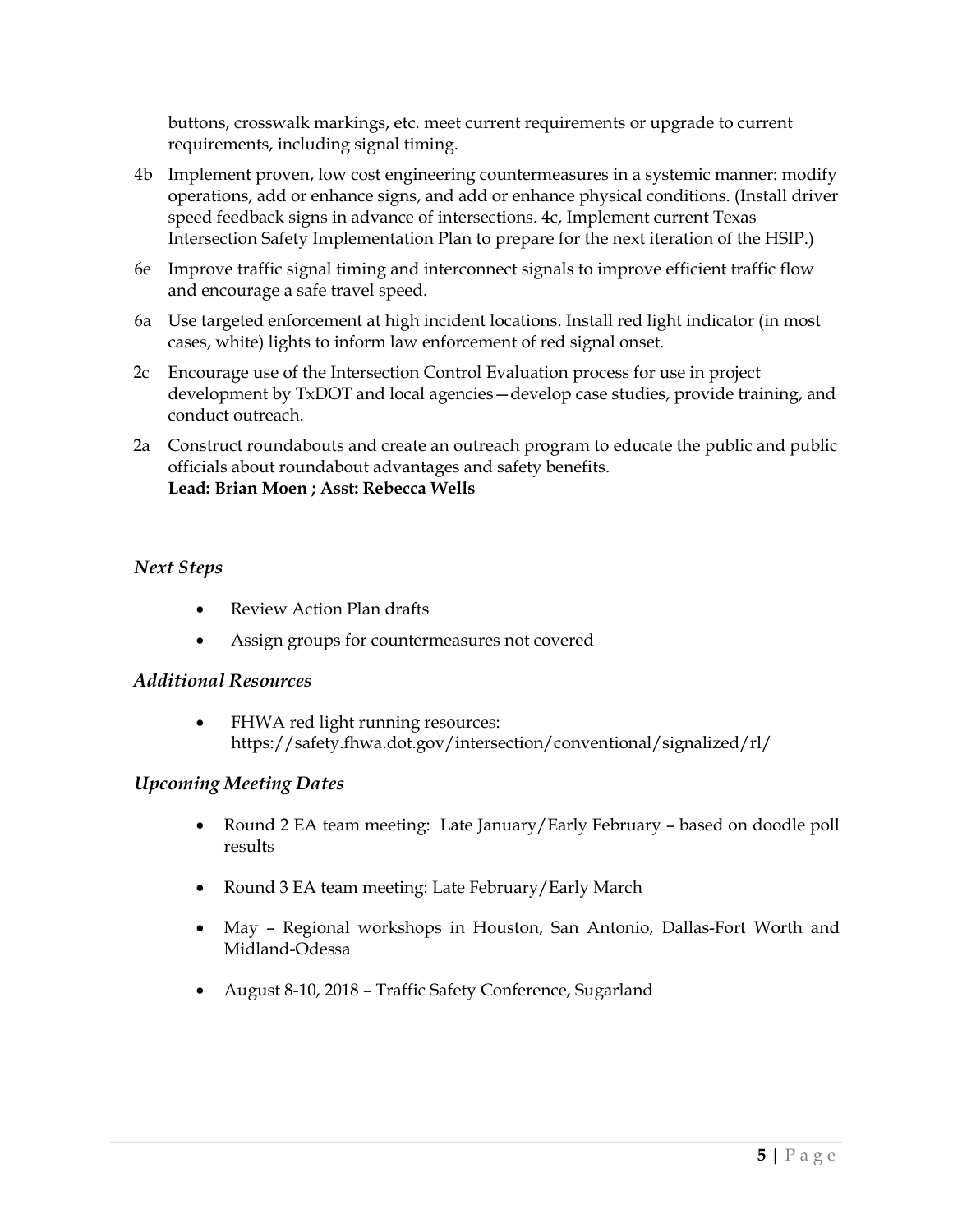buttons, crosswalk markings, etc. meet current requirements or upgrade to current requirements, including signal timing.

4b Implement proven, low cost engineering countermeasures in a systemic manner: modify operations, add or enhance signs, and add or enhance physical conditions. (Install driver speed feedback signs in advance of intersections. 4c, Implement current Texas Intersection Safety Implementation Plan to prepare for the next iteration of the HSIP.)

6e Improve traffic signal timing and interconnect signals to improve efficient traffic flow and encourage a safe travel speed.

6a Use targeted enforcement at high incident locations. Install red light indicator (in most cases, white) lights to inform law enforcement of red signal onset.

2c Encourage use of the Intersection Control Evaluation process for use in project development by TxDOT and local agencies—develop case studies, provide training, and conduct outreach.

2a Construct roundabouts and create an outreach program to educate the public and public officials about roundabout advantages and safety benefits.
**Lead: Brian Moen ; Asst: Rebecca Wells**

### *Next Steps*

- Review Action Plan drafts
- Assign groups for countermeasures not covered

### *Additional Resources*

- FHWA red light running resources: https://safety.fhwa.dot.gov/intersection/conventional/signalized/rl/

### *Upcoming Meeting Dates*

- Round 2 EA team meeting: Late January/Early February – based on doodle poll results
- Round 3 EA team meeting: Late February/Early March
- May – Regional workshops in Houston, San Antonio, Dallas-Fort Worth and Midland-Odessa
- August 8-10, 2018 – Traffic Safety Conference, Sugarland